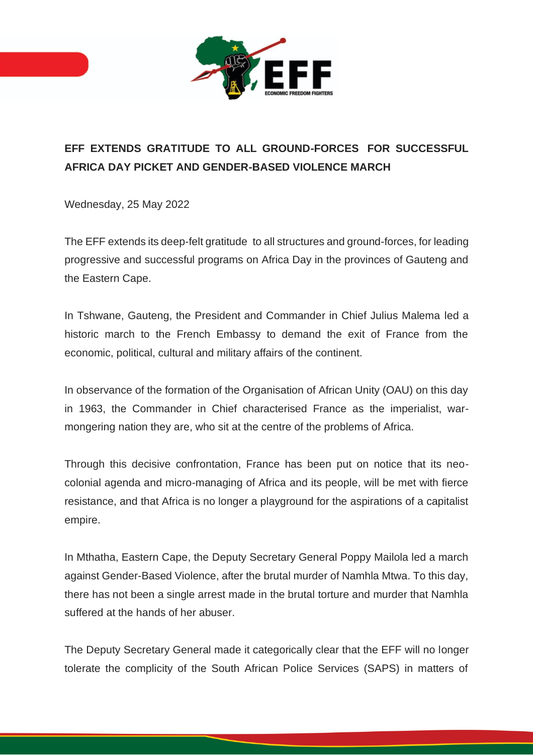**EFF EXTENDS GRATITUDE TO ALL GROUND-FORCES FOR SUCCESSFUL AFRICA DAY PICKET AND GENDER-BASED VIOLENCE MARCH**

Wednesday, 25 May 2022

The EFF extends its deep-felt gratitude to all structures and ground-forces, for leading progressive and successful programs on Africa Day in the provinces of Gauteng and the Eastern Cape.

In Tshwane, Gauteng, the President and Commander in Chief Julius Malema led a historic march to the French Embassy to demand the exit of France from the economic, political, cultural and military affairs of the continent.

In observance of the formation of the Organisation of African Unity (OAU) on this day in 1963, the Commander in Chief characterised France as the imperialist, war-mongering nation they are, who sit at the centre of the problems of Africa.

Through this decisive confrontation, France has been put on notice that its neo-colonial agenda and micro-managing of Africa and its people, will be met with fierce resistance, and that Africa is no longer a playground for the aspirations of a capitalist empire.

In Mthatha, Eastern Cape, the Deputy Secretary General Poppy Mailola led a march against Gender-Based Violence, after the brutal murder of Namhla Mtwa. To this day, there has not been a single arrest made in the brutal torture and murder that Namhla suffered at the hands of her abuser.

The Deputy Secretary General made it categorically clear that the EFF will no longer tolerate the complicity of the South African Police Services (SAPS) in matters of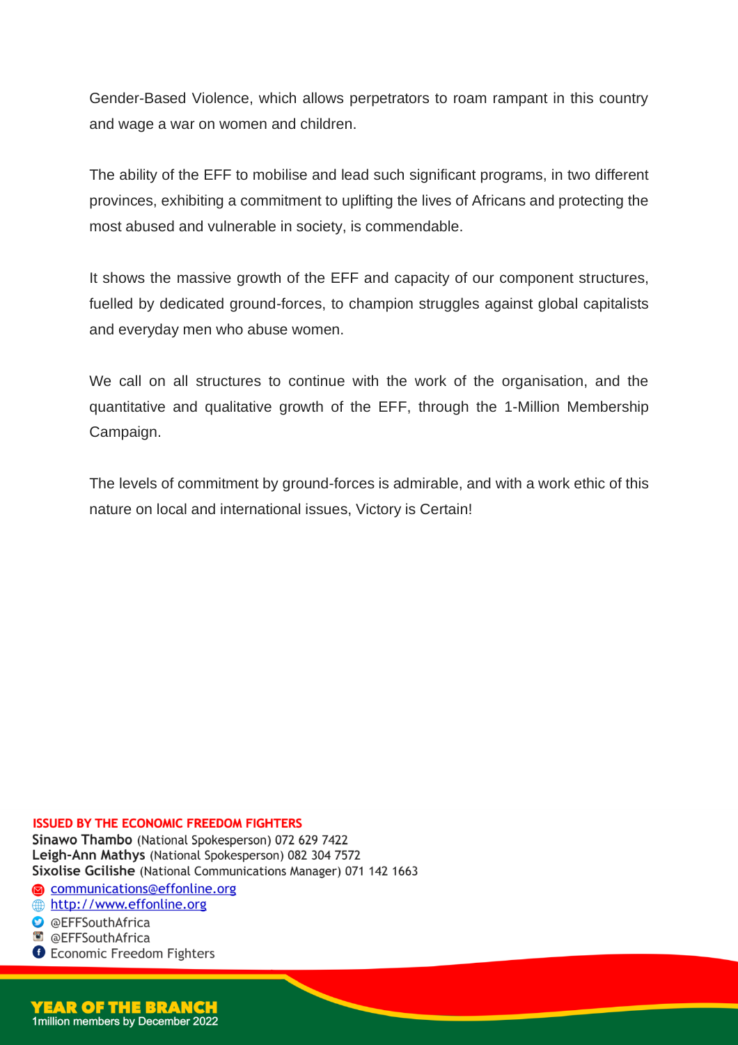Gender-Based Violence, which allows perpetrators to roam rampant in this country and wage a war on women and children.

The ability of the EFF to mobilise and lead such significant programs, in two different provinces, exhibiting a commitment to uplifting the lives of Africans and protecting the most abused and vulnerable in society, is commendable.

It shows the massive growth of the EFF and capacity of our component structures, fuelled by dedicated ground-forces, to champion struggles against global capitalists and everyday men who abuse women.

We call on all structures to continue with the work of the organisation, and the quantitative and qualitative growth of the EFF, through the 1-Million Membership Campaign.

The levels of commitment by ground-forces is admirable, and with a work ethic of this nature on local and international issues, Victory is Certain!

**ISSUED BY THE ECONOMIC FREEDOM FIGHTERS**

**Sinawo Thambo** (National Spokesperson) 072 629 7422

**Leigh-Ann Mathys** (National Spokesperson) 082 304 7572

**Sixolise Gcilishe** (National Communications Manager) 071 142 1663

communications@effonline.org

http://www.effonline.org

@EFFSouthAfrica

@EFFSouthAfrica

Economic Freedom Fighters

**YEAR OF THE BRANCH**

1million members by December 2022